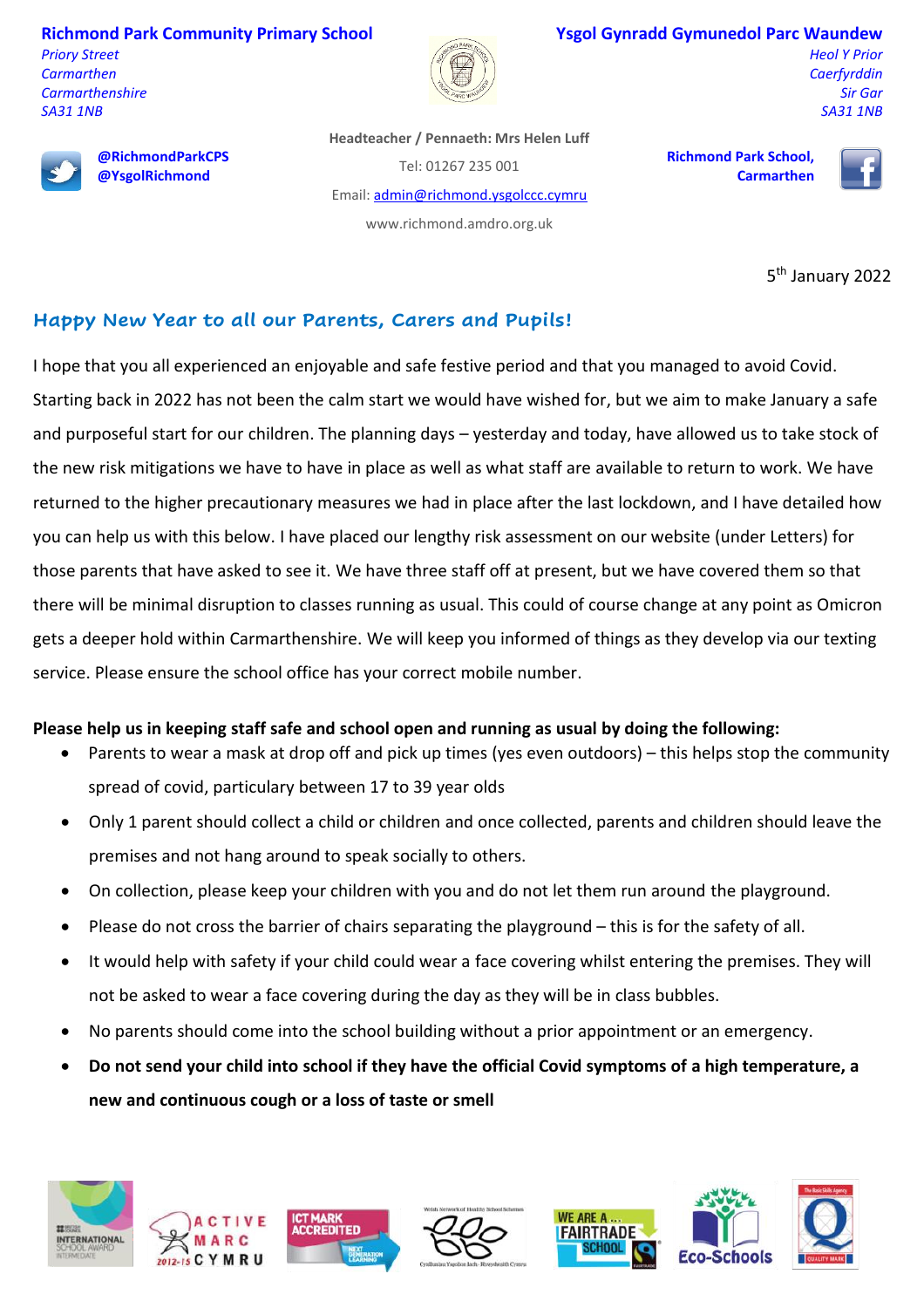**Richmond Park Community Primary School**
*Priory Street*
*Carmarthen*
*Carmarthenshire*
*SA31 1NB*

**Ysgol Gynradd Gymunedol Parc Waundew**
*Heol Y Prior*
*Caerfyrddin*
*Sir Gar*
*SA31 1NB*

**@RichmondParkCPS**
**@YsgolRichmond**

**Headteacher / Pennaeth: Mrs Helen Luff**

Tel: 01267 235 001

Email: admin@richmond.ysgolccc.cymru

www.richmond.amdro.org.uk

**Richmond Park School, Carmarthen**

5th January 2022

## Happy New Year to all our Parents, Carers and Pupils!

I hope that you all experienced an enjoyable and safe festive period and that you managed to avoid Covid. Starting back in 2022 has not been the calm start we would have wished for, but we aim to make January a safe and purposeful start for our children. The planning days – yesterday and today, have allowed us to take stock of the new risk mitigations we have to have in place as well as what staff are available to return to work. We have returned to the higher precautionary measures we had in place after the last lockdown, and I have detailed how you can help us with this below. I have placed our lengthy risk assessment on our website (under Letters) for those parents that have asked to see it. We have three staff off at present, but we have covered them so that there will be minimal disruption to classes running as usual. This could of course change at any point as Omicron gets a deeper hold within Carmarthenshire. We will keep you informed of things as they develop via our texting service. Please ensure the school office has your correct mobile number.

**Please help us in keeping staff safe and school open and running as usual by doing the following:**

- Parents to wear a mask at drop off and pick up times (yes even outdoors) – this helps stop the community spread of covid, particulary between 17 to 39 year olds
- Only 1 parent should collect a child or children and once collected, parents and children should leave the premises and not hang around to speak socially to others.
- On collection, please keep your children with you and do not let them run around the playground.
- Please do not cross the barrier of chairs separating the playground – this is for the safety of all.
- It would help with safety if your child could wear a face covering whilst entering the premises. They will not be asked to wear a face covering during the day as they will be in class bubbles.
- No parents should come into the school building without a prior appointment or an emergency.
- **Do not send your child into school if they have the official Covid symptoms of a high temperature, a new and continuous cough or a loss of taste or smell**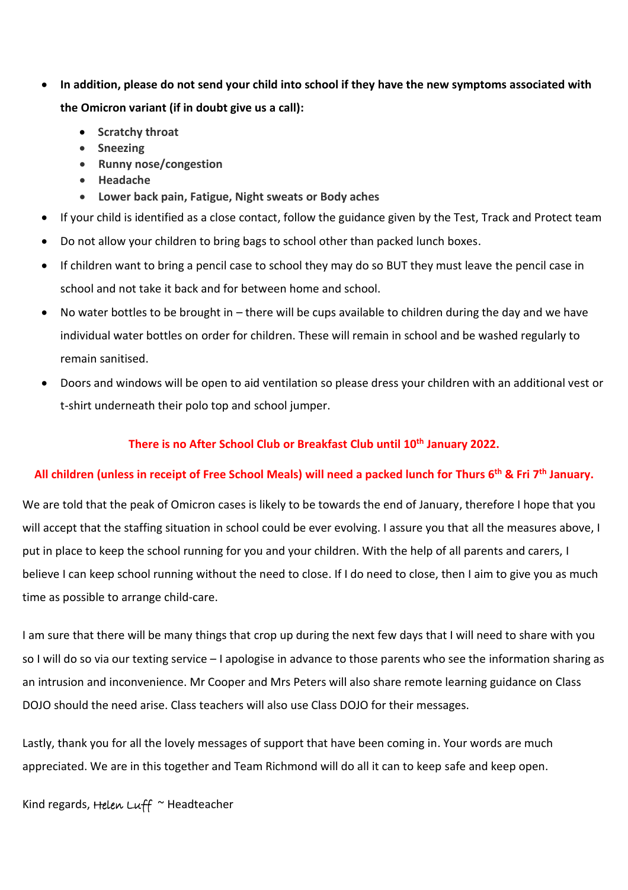- **In addition, please do not send your child into school if they have the new symptoms associated with the Omicron variant (if in doubt give us a call):**
  - **Scratchy throat**
  - **Sneezing**
  - **Runny nose/congestion**
  - **Headache**
  - **Lower back pain, Fatigue, Night sweats or Body aches**
- If your child is identified as a close contact, follow the guidance given by the Test, Track and Protect team
- Do not allow your children to bring bags to school other than packed lunch boxes.
- If children want to bring a pencil case to school they may do so BUT they must leave the pencil case in school and not take it back and for between home and school.
- No water bottles to be brought in – there will be cups available to children during the day and we have individual water bottles on order for children. These will remain in school and be washed regularly to remain sanitised.
- Doors and windows will be open to aid ventilation so please dress your children with an additional vest or t-shirt underneath their polo top and school jumper.

**There is no After School Club or Breakfast Club until 10th January 2022.**

**All children (unless in receipt of Free School Meals) will need a packed lunch for Thurs 6th & Fri 7th January.**

We are told that the peak of Omicron cases is likely to be towards the end of January, therefore I hope that you will accept that the staffing situation in school could be ever evolving. I assure you that all the measures above, I put in place to keep the school running for you and your children. With the help of all parents and carers, I believe I can keep school running without the need to close. If I do need to close, then I aim to give you as much time as possible to arrange child-care.

I am sure that there will be many things that crop up during the next few days that I will need to share with you so I will do so via our texting service – I apologise in advance to those parents who see the information sharing as an intrusion and inconvenience. Mr Cooper and Mrs Peters will also share remote learning guidance on Class DOJO should the need arise. Class teachers will also use Class DOJO for their messages.

Lastly, thank you for all the lovely messages of support that have been coming in. Your words are much appreciated. We are in this together and Team Richmond will do all it can to keep safe and keep open.

Kind regards, Helen Luff ~ Headteacher